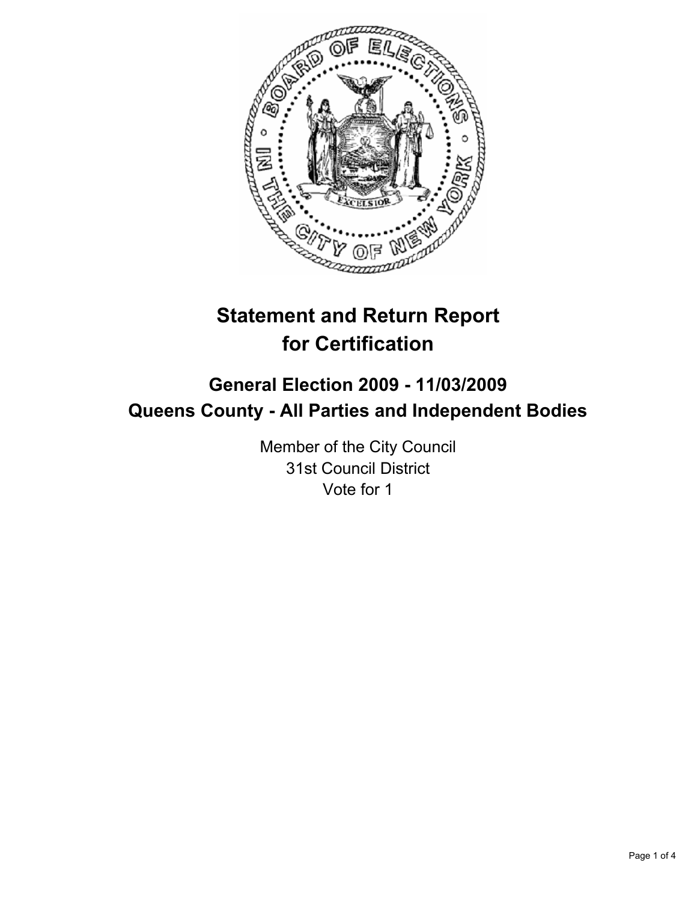# Statement and Return Report for Certification

## General Election 2009 - 11/03/2009
## Queens County - All Parties and Independent Bodies

Member of the City Council
31st Council District
Vote for 1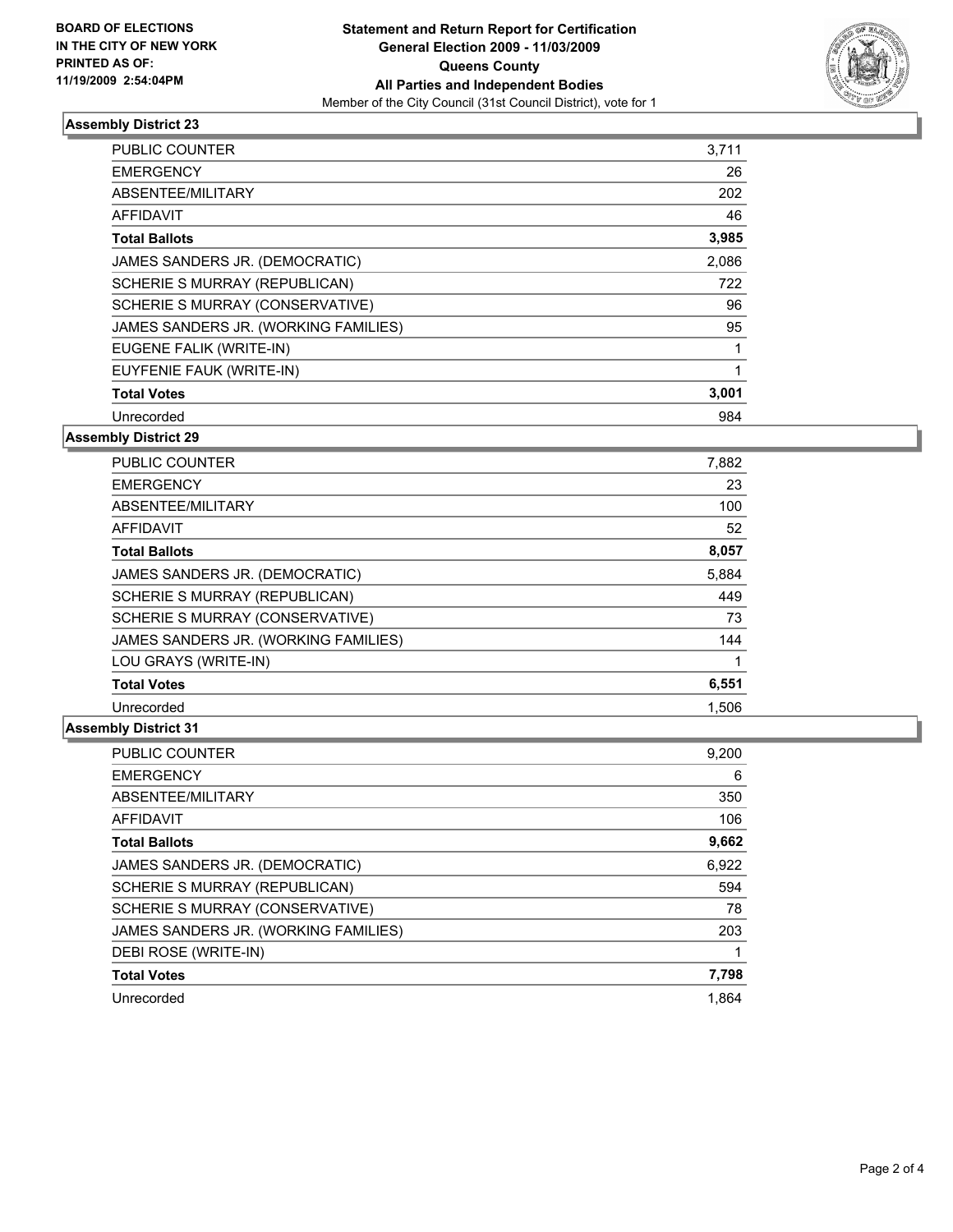BOARD OF ELECTIONS
IN THE CITY OF NEW YORK
PRINTED AS OF:
11/19/2009 2:54:04PM

**Statement and Return Report for Certification**
**General Election 2009 - 11/03/2009**
**Queens County**
**All Parties and Independent Bodies**
Member of the City Council (31st Council District), vote for 1

## Assembly District 23

| | |
|---|---|
| PUBLIC COUNTER | 3,711 |
| EMERGENCY | 26 |
| ABSENTEE/MILITARY | 202 |
| AFFIDAVIT | 46 |
| **Total Ballots** | **3,985** |
| JAMES SANDERS JR. (DEMOCRATIC) | 2,086 |
| SCHERIE S MURRAY (REPUBLICAN) | 722 |
| SCHERIE S MURRAY (CONSERVATIVE) | 96 |
| JAMES SANDERS JR. (WORKING FAMILIES) | 95 |
| EUGENE FALIK (WRITE-IN) | 1 |
| EUYFENIE FAUK (WRITE-IN) | 1 |
| **Total Votes** | **3,001** |
| Unrecorded | 984 |

## Assembly District 29

| | |
|---|---|
| PUBLIC COUNTER | 7,882 |
| EMERGENCY | 23 |
| ABSENTEE/MILITARY | 100 |
| AFFIDAVIT | 52 |
| **Total Ballots** | **8,057** |
| JAMES SANDERS JR. (DEMOCRATIC) | 5,884 |
| SCHERIE S MURRAY (REPUBLICAN) | 449 |
| SCHERIE S MURRAY (CONSERVATIVE) | 73 |
| JAMES SANDERS JR. (WORKING FAMILIES) | 144 |
| LOU GRAYS (WRITE-IN) | 1 |
| **Total Votes** | **6,551** |
| Unrecorded | 1,506 |

## Assembly District 31

| | |
|---|---|
| PUBLIC COUNTER | 9,200 |
| EMERGENCY | 6 |
| ABSENTEE/MILITARY | 350 |
| AFFIDAVIT | 106 |
| **Total Ballots** | **9,662** |
| JAMES SANDERS JR. (DEMOCRATIC) | 6,922 |
| SCHERIE S MURRAY (REPUBLICAN) | 594 |
| SCHERIE S MURRAY (CONSERVATIVE) | 78 |
| JAMES SANDERS JR. (WORKING FAMILIES) | 203 |
| DEBI ROSE (WRITE-IN) | 1 |
| **Total Votes** | **7,798** |
| Unrecorded | 1,864 |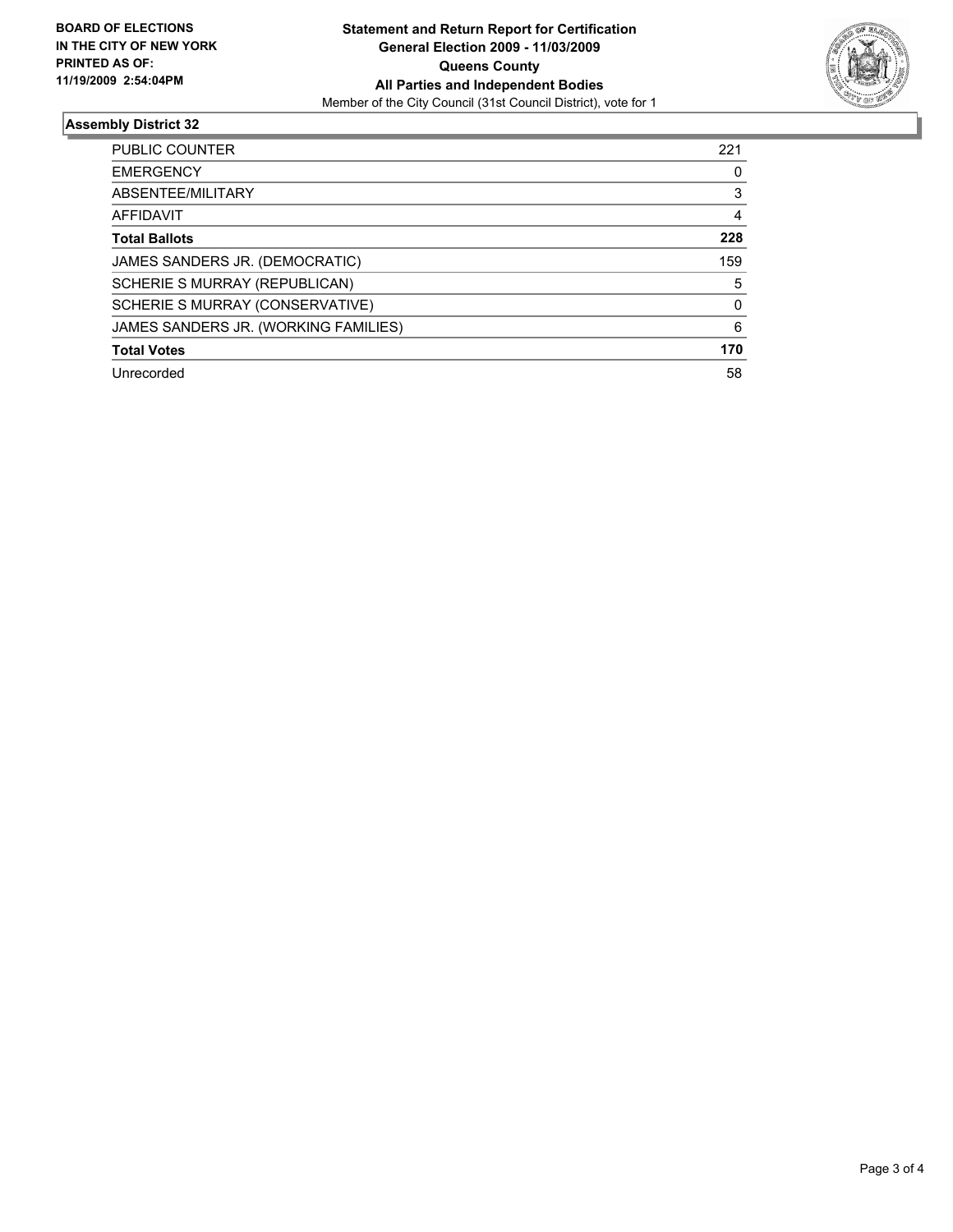**BOARD OF ELECTIONS IN THE CITY OF NEW YORK PRINTED AS OF: 11/19/2009 2:54:04PM**

**Statement and Return Report for Certification**
**General Election 2009 - 11/03/2009**
**Queens County**
**All Parties and Independent Bodies**
Member of the City Council (31st Council District), vote for 1

### Assembly District 32

| | |
|---|---|
| PUBLIC COUNTER | 221 |
| EMERGENCY | 0 |
| ABSENTEE/MILITARY | 3 |
| AFFIDAVIT | 4 |
| **Total Ballots** | **228** |
| JAMES SANDERS JR. (DEMOCRATIC) | 159 |
| SCHERIE S MURRAY (REPUBLICAN) | 5 |
| SCHERIE S MURRAY (CONSERVATIVE) | 0 |
| JAMES SANDERS JR. (WORKING FAMILIES) | 6 |
| **Total Votes** | **170** |
| Unrecorded | 58 |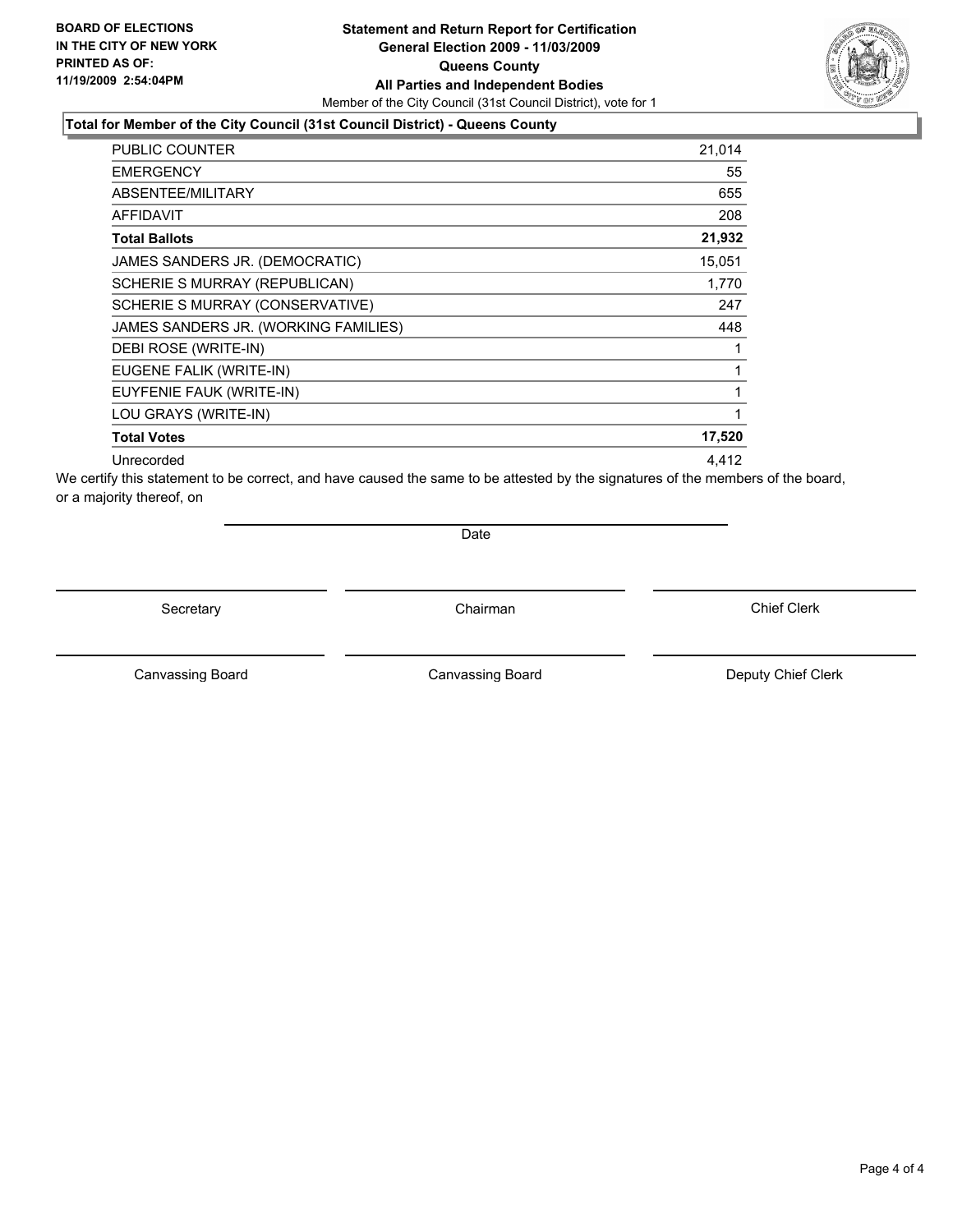**BOARD OF ELECTIONS IN THE CITY OF NEW YORK PRINTED AS OF: 11/19/2009 2:54:04PM**

# Statement and Return Report for Certification
## General Election 2009 - 11/03/2009
## Queens County
## All Parties and Independent Bodies

Member of the City Council (31st Council District), vote for 1

### Total for Member of the City Council (31st Council District) - Queens County

| | |
|---|---|
| PUBLIC COUNTER | 21,014 |
| EMERGENCY | 55 |
| ABSENTEE/MILITARY | 655 |
| AFFIDAVIT | 208 |
| **Total Ballots** | **21,932** |
| JAMES SANDERS JR. (DEMOCRATIC) | 15,051 |
| SCHERIE S MURRAY (REPUBLICAN) | 1,770 |
| SCHERIE S MURRAY (CONSERVATIVE) | 247 |
| JAMES SANDERS JR. (WORKING FAMILIES) | 448 |
| DEBI ROSE (WRITE-IN) | 1 |
| EUGENE FALIK (WRITE-IN) | 1 |
| EUYFENIE FAUK (WRITE-IN) | 1 |
| LOU GRAYS (WRITE-IN) | 1 |
| **Total Votes** | **17,520** |
| Unrecorded | 4,412 |

We certify this statement to be correct, and have caused the same to be attested by the signatures of the members of the board, or a majority thereof, on

Date

Secretary

Chairman

Chief Clerk

Canvassing Board

Canvassing Board

Deputy Chief Clerk